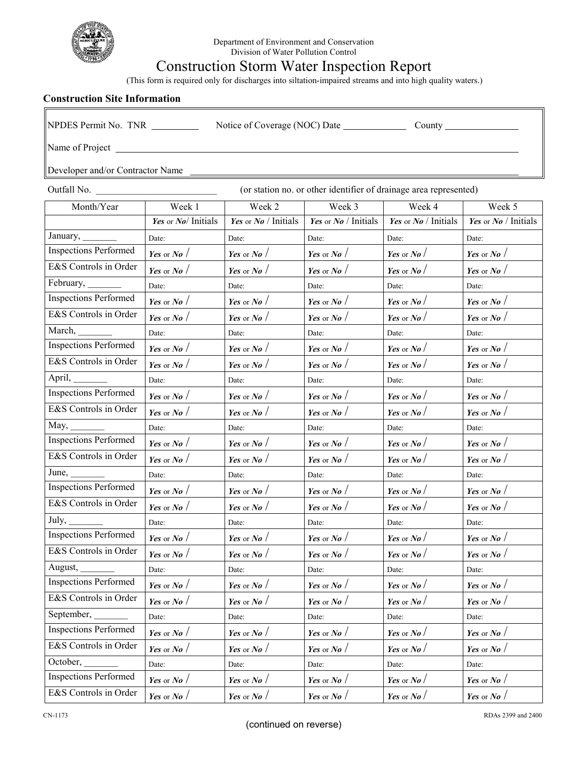Department of Environment and Conservation
Division of Water Pollution Control

# Construction Storm Water Inspection Report

(This form is required only for discharges into siltation-impaired streams and into high quality waters.)

**Construction Site Information**

NPDES Permit No. TNR \_\_\_\_\_\_\_\_\_\_ Notice of Coverage (NOC) Date \_\_\_\_\_\_\_\_\_\_\_\_\_ County \_\_\_\_\_\_\_\_\_\_\_\_\_\_\_\_

Name of Project \_\_\_\_\_\_\_\_\_\_\_\_\_\_\_\_\_\_\_\_\_\_\_\_\_\_\_\_\_\_\_\_\_\_\_\_\_\_\_\_\_\_\_\_\_\_\_\_\_\_\_\_\_\_\_\_\_\_

Developer and/or Contractor Name \_\_\_\_\_\_\_\_\_\_\_\_\_\_\_\_\_\_\_\_\_\_\_\_\_\_\_\_\_\_\_\_\_\_\_\_\_\_\_\_\_\_\_\_

Outfall No. \_\_\_\_\_\_\_\_\_\_\_\_\_\_\_\_\_\_\_\_\_\_\_\_\_\_ (or station no. or other identifier of drainage area represented)

| Month/Year | Week 1 | Week 2 | Week 3 | Week 4 | Week 5 |
|---|---|---|---|---|---|
| | ***Yes*** or ***No***/ Initials | ***Yes*** or ***No*** / Initials | ***Yes*** or ***No*** / Initials | ***Yes*** or ***No*** / Initials | ***Yes*** or ***No*** / Initials |
| January, \_\_\_\_\_\_\_ | Date: | Date: | Date: | Date: | Date: |
| Inspections Performed | ***Yes*** or ***No*** / | ***Yes*** or ***No*** / | ***Yes*** or ***No*** / | ***Yes*** or ***No*** / | ***Yes*** or ***No*** / |
| E&S Controls in Order | ***Yes*** or ***No*** / | ***Yes*** or ***No*** / | ***Yes*** or ***No*** / | ***Yes*** or ***No*** / | ***Yes*** or ***No*** / |
| February, \_\_\_\_\_\_\_ | Date: | Date: | Date: | Date: | Date: |
| Inspections Performed | ***Yes*** or ***No*** / | ***Yes*** or ***No*** / | ***Yes*** or ***No*** / | ***Yes*** or ***No*** / | ***Yes*** or ***No*** / |
| E&S Controls in Order | ***Yes*** or ***No*** / | ***Yes*** or ***No*** / | ***Yes*** or ***No*** / | ***Yes*** or ***No*** / | ***Yes*** or ***No*** / |
| March, \_\_\_\_\_\_\_ | Date: | Date: | Date: | Date: | Date: |
| Inspections Performed | ***Yes*** or ***No*** / | ***Yes*** or ***No*** / | ***Yes*** or ***No*** / | ***Yes*** or ***No*** / | ***Yes*** or ***No*** / |
| E&S Controls in Order | ***Yes*** or ***No*** / | ***Yes*** or ***No*** / | ***Yes*** or ***No*** / | ***Yes*** or ***No*** / | ***Yes*** or ***No*** / |
| April, \_\_\_\_\_\_\_ | Date: | Date: | Date: | Date: | Date: |
| Inspections Performed | ***Yes*** or ***No*** / | ***Yes*** or ***No*** / | ***Yes*** or ***No*** / | ***Yes*** or ***No*** / | ***Yes*** or ***No*** / |
| E&S Controls in Order | ***Yes*** or ***No*** / | ***Yes*** or ***No*** / | ***Yes*** or ***No*** / | ***Yes*** or ***No*** / | ***Yes*** or ***No*** / |
| May, \_\_\_\_\_\_\_ | Date: | Date: | Date: | Date: | Date: |
| Inspections Performed | ***Yes*** or ***No*** / | ***Yes*** or ***No*** / | ***Yes*** or ***No*** / | ***Yes*** or ***No*** / | ***Yes*** or ***No*** / |
| E&S Controls in Order | ***Yes*** or ***No*** / | ***Yes*** or ***No*** / | ***Yes*** or ***No*** / | ***Yes*** or ***No*** / | ***Yes*** or ***No*** / |
| June, \_\_\_\_\_\_\_ | Date: | Date: | Date: | Date: | Date: |
| Inspections Performed | ***Yes*** or ***No*** / | ***Yes*** or ***No*** / | ***Yes*** or ***No*** / | ***Yes*** or ***No*** / | ***Yes*** or ***No*** / |
| E&S Controls in Order | ***Yes*** or ***No*** / | ***Yes*** or ***No*** / | ***Yes*** or ***No*** / | ***Yes*** or ***No*** / | ***Yes*** or ***No*** / |
| July, \_\_\_\_\_\_\_ | Date: | Date: | Date: | Date: | Date: |
| Inspections Performed | ***Yes*** or ***No*** / | ***Yes*** or ***No*** / | ***Yes*** or ***No*** / | ***Yes*** or ***No*** / | ***Yes*** or ***No*** / |
| E&S Controls in Order | ***Yes*** or ***No*** / | ***Yes*** or ***No*** / | ***Yes*** or ***No*** / | ***Yes*** or ***No*** / | ***Yes*** or ***No*** / |
| August, \_\_\_\_\_\_\_ | Date: | Date: | Date: | Date: | Date: |
| Inspections Performed | ***Yes*** or ***No*** / | ***Yes*** or ***No*** / | ***Yes*** or ***No*** / | ***Yes*** or ***No*** / | ***Yes*** or ***No*** / |
| E&S Controls in Order | ***Yes*** or ***No*** / | ***Yes*** or ***No*** / | ***Yes*** or ***No*** / | ***Yes*** or ***No*** / | ***Yes*** or ***No*** / |
| September, \_\_\_\_\_\_\_ | Date: | Date: | Date: | Date: | Date: |
| Inspections Performed | ***Yes*** or ***No*** / | ***Yes*** or ***No*** / | ***Yes*** or ***No*** / | ***Yes*** or ***No*** / | ***Yes*** or ***No*** / |
| E&S Controls in Order | ***Yes*** or ***No*** / | ***Yes*** or ***No*** / | ***Yes*** or ***No*** / | ***Yes*** or ***No*** / | ***Yes*** or ***No*** / |
| October, \_\_\_\_\_\_\_ | Date: | Date: | Date: | Date: | Date: |
| Inspections Performed | ***Yes*** or ***No*** / | ***Yes*** or ***No*** / | ***Yes*** or ***No*** / | ***Yes*** or ***No*** / | ***Yes*** or ***No*** / |
| E&S Controls in Order | ***Yes*** or ***No*** / | ***Yes*** or ***No*** / | ***Yes*** or ***No*** / | ***Yes*** or ***No*** / | ***Yes*** or ***No*** / |

CN-1173 RDAs 2399 and 2400

(continued on reverse)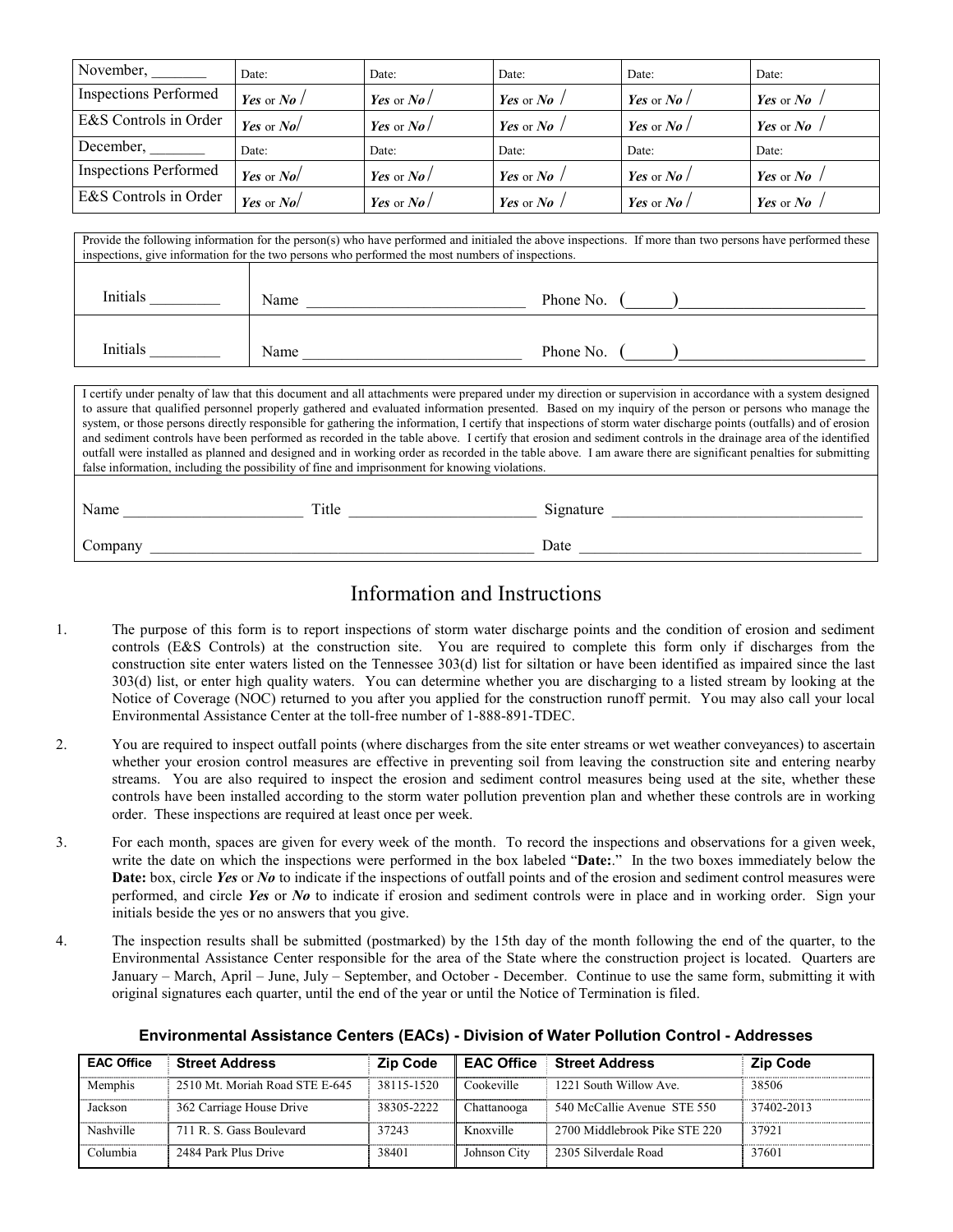| November, _______ | Date: | Date: | Date: | Date: | Date: |
|---|---|---|---|---|---|
| Inspections Performed | ***Yes*** or ***No*** / | ***Yes*** or ***No*** / | ***Yes*** or ***No*** / | ***Yes*** or ***No*** / | ***Yes*** or ***No*** / |
| E&S Controls in Order | ***Yes*** or ***No*** / | ***Yes*** or ***No*** / | ***Yes*** or ***No*** / | ***Yes*** or ***No*** / | ***Yes*** or ***No*** / |
| December, _______ | Date: | Date: | Date: | Date: | Date: |
| Inspections Performed | ***Yes*** or ***No*** / | ***Yes*** or ***No*** / | ***Yes*** or ***No*** / | ***Yes*** or ***No*** / | ***Yes*** or ***No*** / |
| E&S Controls in Order | ***Yes*** or ***No*** / | ***Yes*** or ***No*** / | ***Yes*** or ***No*** / | ***Yes*** or ***No*** / | ***Yes*** or ***No*** / |

Provide the following information for the person(s) who have performed and initialed the above inspections. If more than two persons have performed these inspections, give information for the two persons who performed the most numbers of inspections.

| | |
|---|---|
| Initials _________ | Name ____________________________ Phone No. (_____)_______________________ |
| Initials _________ | Name ____________________________ Phone No. (_____)_______________________ |

I certify under penalty of law that this document and all attachments were prepared under my direction or supervision in accordance with a system designed to assure that qualified personnel properly gathered and evaluated information presented. Based on my inquiry of the person or persons who manage the system, or those persons directly responsible for gathering the information, I certify that inspections of storm water discharge points (outfalls) and of erosion and sediment controls have been performed as recorded in the table above. I certify that erosion and sediment controls in the drainage area of the identified outfall were installed as planned and designed and in working order as recorded in the table above. I am aware there are significant penalties for submitting false information, including the possibility of fine and imprisonment for knowing violations.

Name _______________________ Title _______________________ Signature _______________________________

Company _________________________________________________ Date _____________________________________

# Information and Instructions

1. The purpose of this form is to report inspections of storm water discharge points and the condition of erosion and sediment controls (E&S Controls) at the construction site. You are required to complete this form only if discharges from the construction site enter waters listed on the Tennessee 303(d) list for siltation or have been identified as impaired since the last 303(d) list, or enter high quality waters. You can determine whether you are discharging to a listed stream by looking at the Notice of Coverage (NOC) returned to you after you applied for the construction runoff permit. You may also call your local Environmental Assistance Center at the toll-free number of 1-888-891-TDEC.

2. You are required to inspect outfall points (where discharges from the site enter streams or wet weather conveyances) to ascertain whether your erosion control measures are effective in preventing soil from leaving the construction site and entering nearby streams. You are also required to inspect the erosion and sediment control measures being used at the site, whether these controls have been installed according to the storm water pollution prevention plan and whether these controls are in working order. These inspections are required at least once per week.

3. For each month, spaces are given for every week of the month. To record the inspections and observations for a given week, write the date on which the inspections were performed in the box labeled "**Date:**." In the two boxes immediately below the **Date:** box, circle ***Yes*** or ***No*** to indicate if the inspections of outfall points and of the erosion and sediment control measures were performed, and circle ***Yes*** or ***No*** to indicate if erosion and sediment controls were in place and in working order. Sign your initials beside the yes or no answers that you give.

4. The inspection results shall be submitted (postmarked) by the 15th day of the month following the end of the quarter, to the Environmental Assistance Center responsible for the area of the State where the construction project is located. Quarters are January – March, April – June, July – September, and October - December. Continue to use the same form, submitting it with original signatures each quarter, until the end of the year or until the Notice of Termination is filed.

### Environmental Assistance Centers (EACs) - Division of Water Pollution Control - Addresses

| EAC Office | Street Address | Zip Code | EAC Office | Street Address | Zip Code |
|---|---|---|---|---|---|
| Memphis | 2510 Mt. Moriah Road STE E-645 | 38115-1520 | Cookeville | 1221 South Willow Ave. | 38506 |
| Jackson | 362 Carriage House Drive | 38305-2222 | Chattanooga | 540 McCallie Avenue STE 550 | 37402-2013 |
| Nashville | 711 R. S. Gass Boulevard | 37243 | Knoxville | 2700 Middlebrook Pike STE 220 | 37921 |
| Columbia | 2484 Park Plus Drive | 38401 | Johnson City | 2305 Silverdale Road | 37601 |